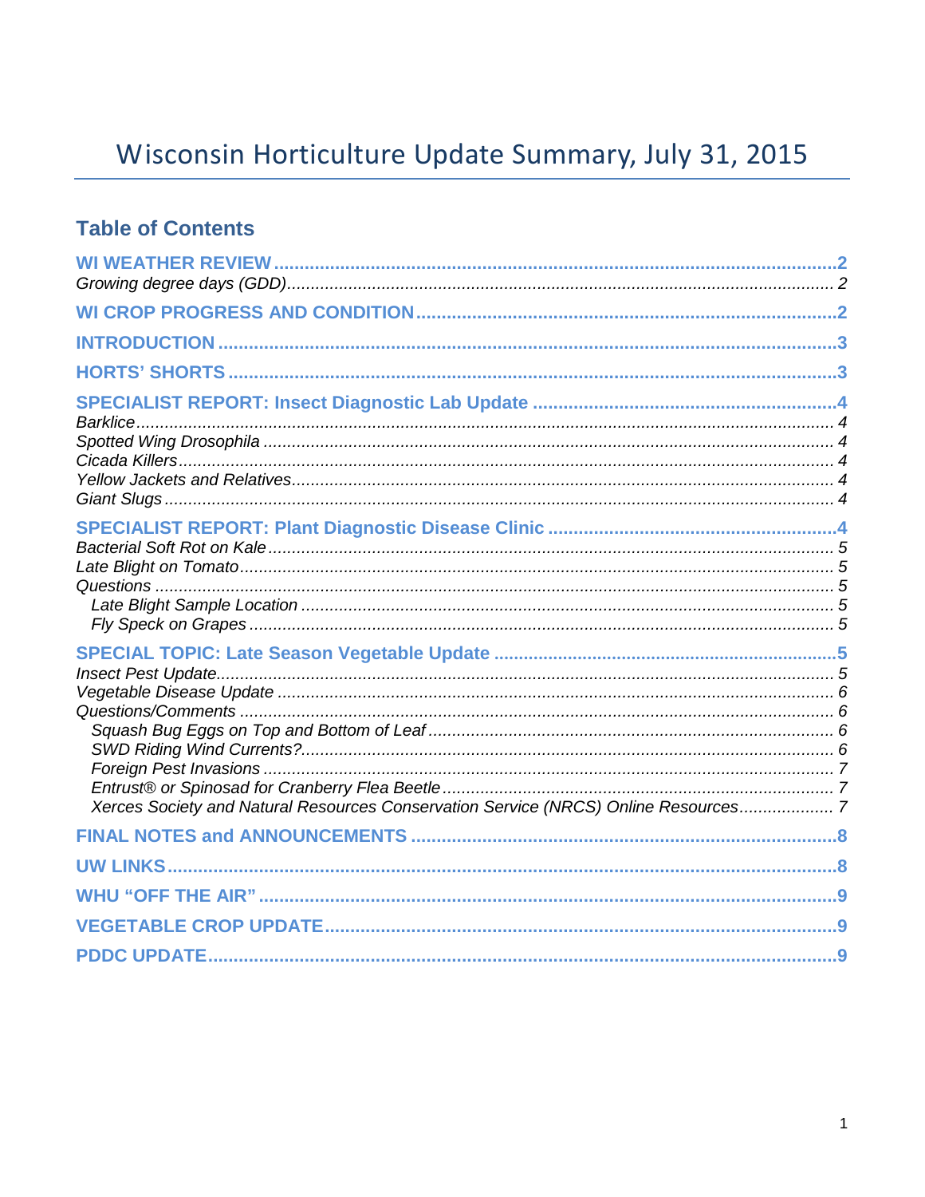# Wisconsin Horticulture Update Summary, July 31, 2015

## Table of Contents

**WI WEATHER REVIEW** ........ 2
*Growing degree days (GDD)* ........ 2

**WI CROP PROGRESS AND CONDITION** ........ 2

**INTRODUCTION** ........ 3

**HORTS' SHORTS** ........ 3

**SPECIALIST REPORT: Insect Diagnostic Lab Update** ........ 4
*Barklice* ........ 4
*Spotted Wing Drosophila* ........ 4
*Cicada Killers* ........ 4
*Yellow Jackets and Relatives* ........ 4
*Giant Slugs* ........ 4

**SPECIALIST REPORT: Plant Diagnostic Disease Clinic** ........ 4
*Bacterial Soft Rot on Kale* ........ 5
*Late Blight on Tomato* ........ 5
*Questions* ........ 5
- *Late Blight Sample Location* ........ 5
- *Fly Speck on Grapes* ........ 5

**SPECIAL TOPIC: Late Season Vegetable Update** ........ 5
*Insect Pest Update* ........ 5
*Vegetable Disease Update* ........ 6
*Questions/Comments* ........ 6
- *Squash Bug Eggs on Top and Bottom of Leaf* ........ 6
- *SWD Riding Wind Currents?* ........ 6
- *Foreign Pest Invasions* ........ 7
- *Entrust® or Spinosad for Cranberry Flea Beetle* ........ 7
- *Xerces Society and Natural Resources Conservation Service (NRCS) Online Resources* ........ 7

**FINAL NOTES and ANNOUNCEMENTS** ........ 8

**UW LINKS** ........ 8

**WHU "OFF THE AIR"** ........ 9

**VEGETABLE CROP UPDATE** ........ 9

**PDDC UPDATE** ........ 9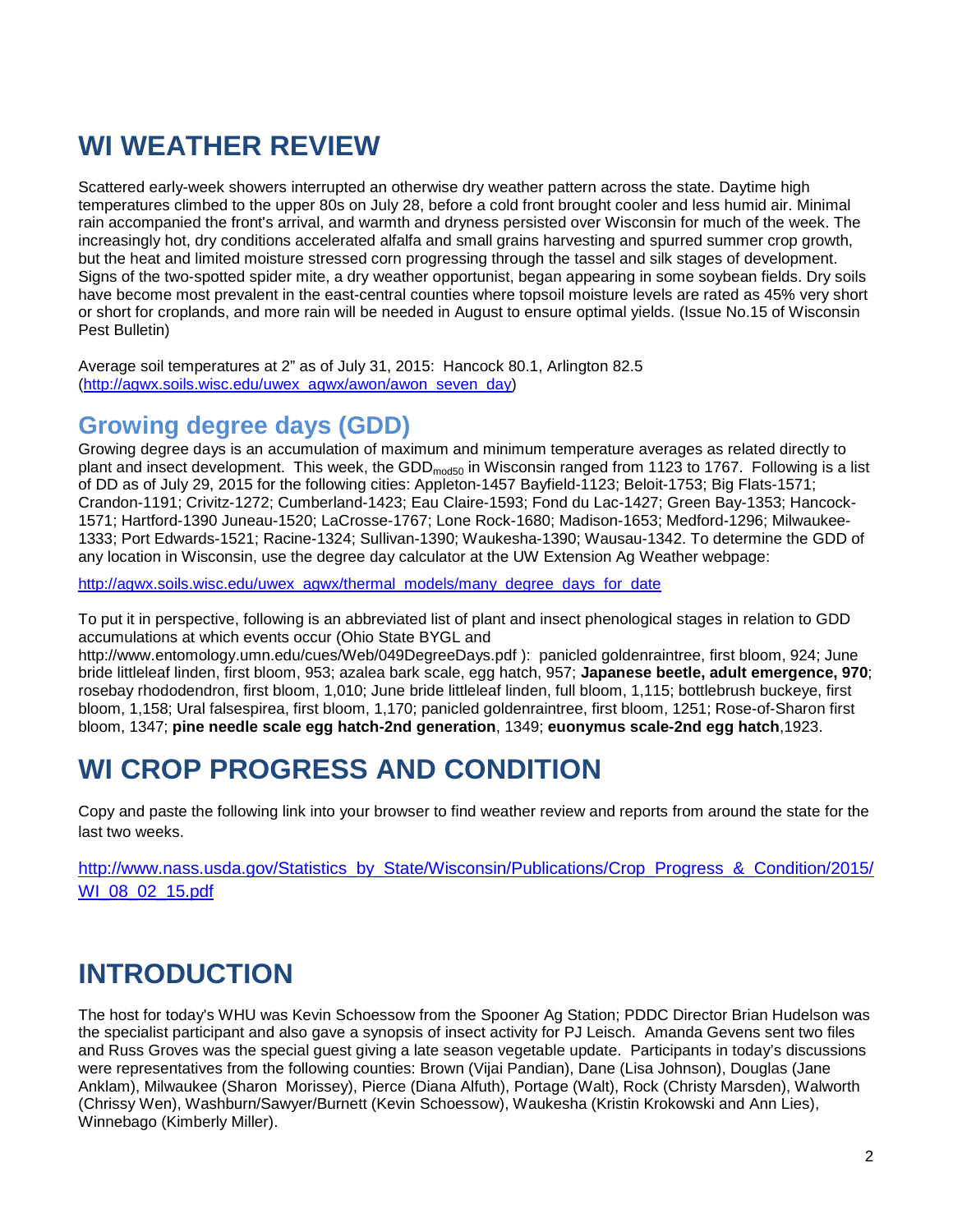# WI WEATHER REVIEW

Scattered early-week showers interrupted an otherwise dry weather pattern across the state. Daytime high temperatures climbed to the upper 80s on July 28, before a cold front brought cooler and less humid air. Minimal rain accompanied the front's arrival, and warmth and dryness persisted over Wisconsin for much of the week. The increasingly hot, dry conditions accelerated alfalfa and small grains harvesting and spurred summer crop growth, but the heat and limited moisture stressed corn progressing through the tassel and silk stages of development. Signs of the two-spotted spider mite, a dry weather opportunist, began appearing in some soybean fields. Dry soils have become most prevalent in the east-central counties where topsoil moisture levels are rated as 45% very short or short for croplands, and more rain will be needed in August to ensure optimal yields. (Issue No.15 of Wisconsin Pest Bulletin)

Average soil temperatures at 2" as of July 31, 2015: Hancock 80.1, Arlington 82.5 (http://agwx.soils.wisc.edu/uwex_agwx/awon/awon_seven_day)

## Growing degree days (GDD)

Growing degree days is an accumulation of maximum and minimum temperature averages as related directly to plant and insect development. This week, the $GDD_{mod50}$ in Wisconsin ranged from 1123 to 1767. Following is a list of DD as of July 29, 2015 for the following cities: Appleton-1457 Bayfield-1123; Beloit-1753; Big Flats-1571; Crandon-1191; Crivitz-1272; Cumberland-1423; Eau Claire-1593; Fond du Lac-1427; Green Bay-1353; Hancock-1571; Hartford-1390 Juneau-1520; LaCrosse-1767; Lone Rock-1680; Madison-1653; Medford-1296; Milwaukee-1333; Port Edwards-1521; Racine-1324; Sullivan-1390; Waukesha-1390; Wausau-1342. To determine the GDD of any location in Wisconsin, use the degree day calculator at the UW Extension Ag Weather webpage:

http://agwx.soils.wisc.edu/uwex_agwx/thermal_models/many_degree_days_for_date

To put it in perspective, following is an abbreviated list of plant and insect phenological stages in relation to GDD accumulations at which events occur (Ohio State BYGL and http://www.entomology.umn.edu/cues/Web/049DegreeDays.pdf ): panicled goldenraintree, first bloom, 924; June bride littleleaf linden, first bloom, 953; azalea bark scale, egg hatch, 957; **Japanese beetle, adult emergence, 970**; rosebay rhododendron, first bloom, 1,010; June bride littleleaf linden, full bloom, 1,115; bottlebrush buckeye, first bloom, 1,158; Ural falsespirea, first bloom, 1,170; panicled goldenraintree, first bloom, 1251; Rose-of-Sharon first bloom, 1347; **pine needle scale egg hatch-2nd generation**, 1349; **euonymus scale-2nd egg hatch**,1923.

# WI CROP PROGRESS AND CONDITION

Copy and paste the following link into your browser to find weather review and reports from around the state for the last two weeks.

http://www.nass.usda.gov/Statistics_by_State/Wisconsin/Publications/Crop_Progress_&_Condition/2015/WI_08_02_15.pdf

# INTRODUCTION

The host for today's WHU was Kevin Schoessow from the Spooner Ag Station; PDDC Director Brian Hudelson was the specialist participant and also gave a synopsis of insect activity for PJ Leisch. Amanda Gevens sent two files and Russ Groves was the special guest giving a late season vegetable update. Participants in today's discussions were representatives from the following counties: Brown (Vijai Pandian), Dane (Lisa Johnson), Douglas (Jane Anklam), Milwaukee (Sharon Morissey), Pierce (Diana Alfuth), Portage (Walt), Rock (Christy Marsden), Walworth (Chrissy Wen), Washburn/Sawyer/Burnett (Kevin Schoessow), Waukesha (Kristin Krokowski and Ann Lies), Winnebago (Kimberly Miller).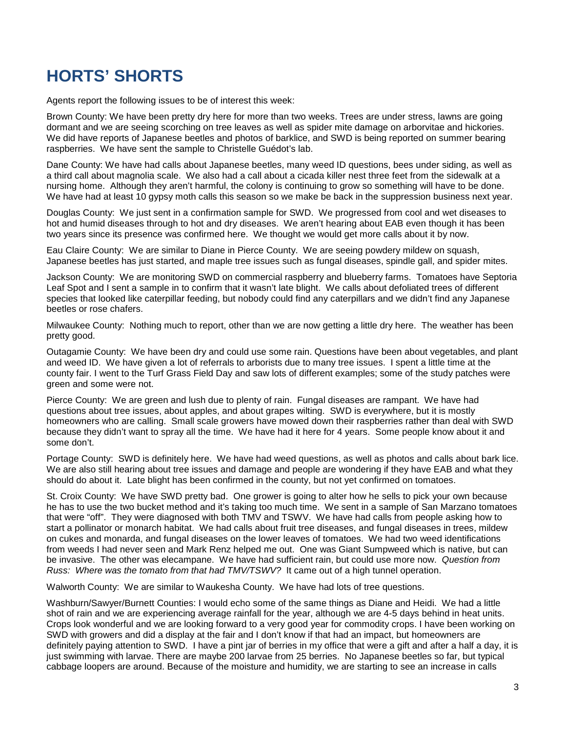# HORTS' SHORTS

Agents report the following issues to be of interest this week:

Brown County: We have been pretty dry here for more than two weeks. Trees are under stress, lawns are going dormant and we are seeing scorching on tree leaves as well as spider mite damage on arborvitae and hickories. We did have reports of Japanese beetles and photos of barklice, and SWD is being reported on summer bearing raspberries. We have sent the sample to Christelle Guédot's lab.

Dane County: We have had calls about Japanese beetles, many weed ID questions, bees under siding, as well as a third call about magnolia scale. We also had a call about a cicada killer nest three feet from the sidewalk at a nursing home. Although they aren't harmful, the colony is continuing to grow so something will have to be done. We have had at least 10 gypsy moth calls this season so we make be back in the suppression business next year.

Douglas County: We just sent in a confirmation sample for SWD. We progressed from cool and wet diseases to hot and humid diseases through to hot and dry diseases. We aren't hearing about EAB even though it has been two years since its presence was confirmed here. We thought we would get more calls about it by now.

Eau Claire County: We are similar to Diane in Pierce County. We are seeing powdery mildew on squash, Japanese beetles has just started, and maple tree issues such as fungal diseases, spindle gall, and spider mites.

Jackson County: We are monitoring SWD on commercial raspberry and blueberry farms. Tomatoes have Septoria Leaf Spot and I sent a sample in to confirm that it wasn't late blight. We calls about defoliated trees of different species that looked like caterpillar feeding, but nobody could find any caterpillars and we didn't find any Japanese beetles or rose chafers.

Milwaukee County: Nothing much to report, other than we are now getting a little dry here. The weather has been pretty good.

Outagamie County: We have been dry and could use some rain. Questions have been about vegetables, and plant and weed ID. We have given a lot of referrals to arborists due to many tree issues. I spent a little time at the county fair. I went to the Turf Grass Field Day and saw lots of different examples; some of the study patches were green and some were not.

Pierce County: We are green and lush due to plenty of rain. Fungal diseases are rampant. We have had questions about tree issues, about apples, and about grapes wilting. SWD is everywhere, but it is mostly homeowners who are calling. Small scale growers have mowed down their raspberries rather than deal with SWD because they didn't want to spray all the time. We have had it here for 4 years. Some people know about it and some don't.

Portage County: SWD is definitely here. We have had weed questions, as well as photos and calls about bark lice. We are also still hearing about tree issues and damage and people are wondering if they have EAB and what they should do about it. Late blight has been confirmed in the county, but not yet confirmed on tomatoes.

St. Croix County: We have SWD pretty bad. One grower is going to alter how he sells to pick your own because he has to use the two bucket method and it's taking too much time. We sent in a sample of San Marzano tomatoes that were "off". They were diagnosed with both TMV and TSWV. We have had calls from people asking how to start a pollinator or monarch habitat. We had calls about fruit tree diseases, and fungal diseases in trees, mildew on cukes and monarda, and fungal diseases on the lower leaves of tomatoes. We had two weed identifications from weeds I had never seen and Mark Renz helped me out. One was Giant Sumpweed which is native, but can be invasive. The other was elecampane. We have had sufficient rain, but could use more now. *Question from Russ: Where was the tomato from that had TMV/TSWV?* It came out of a high tunnel operation.

Walworth County: We are similar to Waukesha County. We have had lots of tree questions.

Washburn/Sawyer/Burnett Counties: I would echo some of the same things as Diane and Heidi. We had a little shot of rain and we are experiencing average rainfall for the year, although we are 4-5 days behind in heat units. Crops look wonderful and we are looking forward to a very good year for commodity crops. I have been working on SWD with growers and did a display at the fair and I don't know if that had an impact, but homeowners are definitely paying attention to SWD. I have a pint jar of berries in my office that were a gift and after a half a day, it is just swimming with larvae. There are maybe 200 larvae from 25 berries. No Japanese beetles so far, but typical cabbage loopers are around. Because of the moisture and humidity, we are starting to see an increase in calls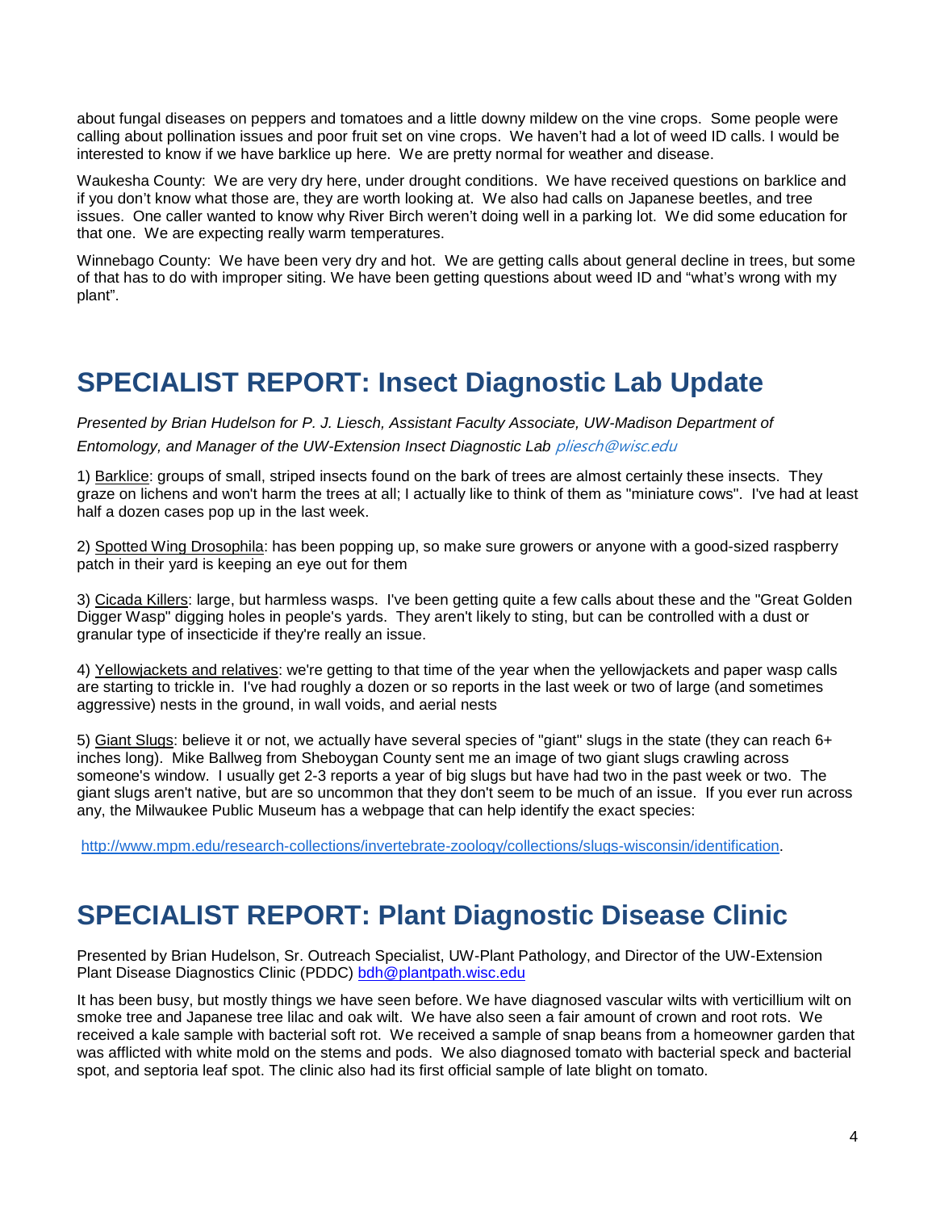about fungal diseases on peppers and tomatoes and a little downy mildew on the vine crops. Some people were calling about pollination issues and poor fruit set on vine crops. We haven't had a lot of weed ID calls. I would be interested to know if we have barklice up here. We are pretty normal for weather and disease.

Waukesha County: We are very dry here, under drought conditions. We have received questions on barklice and if you don't know what those are, they are worth looking at. We also had calls on Japanese beetles, and tree issues. One caller wanted to know why River Birch weren't doing well in a parking lot. We did some education for that one. We are expecting really warm temperatures.

Winnebago County: We have been very dry and hot. We are getting calls about general decline in trees, but some of that has to do with improper siting. We have been getting questions about weed ID and "what's wrong with my plant".

# SPECIALIST REPORT: Insect Diagnostic Lab Update

*Presented by Brian Hudelson for P. J. Liesch, Assistant Faculty Associate, UW-Madison Department of Entomology, and Manager of the UW-Extension Insect Diagnostic Lab pliesch@wisc.edu*

1) Barklice: groups of small, striped insects found on the bark of trees are almost certainly these insects. They graze on lichens and won't harm the trees at all; I actually like to think of them as "miniature cows". I've had at least half a dozen cases pop up in the last week.

2) Spotted Wing Drosophila: has been popping up, so make sure growers or anyone with a good-sized raspberry patch in their yard is keeping an eye out for them

3) Cicada Killers: large, but harmless wasps. I've been getting quite a few calls about these and the "Great Golden Digger Wasp" digging holes in people's yards. They aren't likely to sting, but can be controlled with a dust or granular type of insecticide if they're really an issue.

4) Yellowjackets and relatives: we're getting to that time of the year when the yellowjackets and paper wasp calls are starting to trickle in. I've had roughly a dozen or so reports in the last week or two of large (and sometimes aggressive) nests in the ground, in wall voids, and aerial nests

5) Giant Slugs: believe it or not, we actually have several species of "giant" slugs in the state (they can reach 6+ inches long). Mike Ballweg from Sheboygan County sent me an image of two giant slugs crawling across someone's window. I usually get 2-3 reports a year of big slugs but have had two in the past week or two. The giant slugs aren't native, but are so uncommon that they don't seem to be much of an issue. If you ever run across any, the Milwaukee Public Museum has a webpage that can help identify the exact species:

http://www.mpm.edu/research-collections/invertebrate-zoology/collections/slugs-wisconsin/identification.

# SPECIALIST REPORT: Plant Diagnostic Disease Clinic

Presented by Brian Hudelson, Sr. Outreach Specialist, UW-Plant Pathology, and Director of the UW-Extension Plant Disease Diagnostics Clinic (PDDC) bdh@plantpath.wisc.edu

It has been busy, but mostly things we have seen before. We have diagnosed vascular wilts with verticillium wilt on smoke tree and Japanese tree lilac and oak wilt. We have also seen a fair amount of crown and root rots. We received a kale sample with bacterial soft rot. We received a sample of snap beans from a homeowner garden that was afflicted with white mold on the stems and pods. We also diagnosed tomato with bacterial speck and bacterial spot, and septoria leaf spot. The clinic also had its first official sample of late blight on tomato.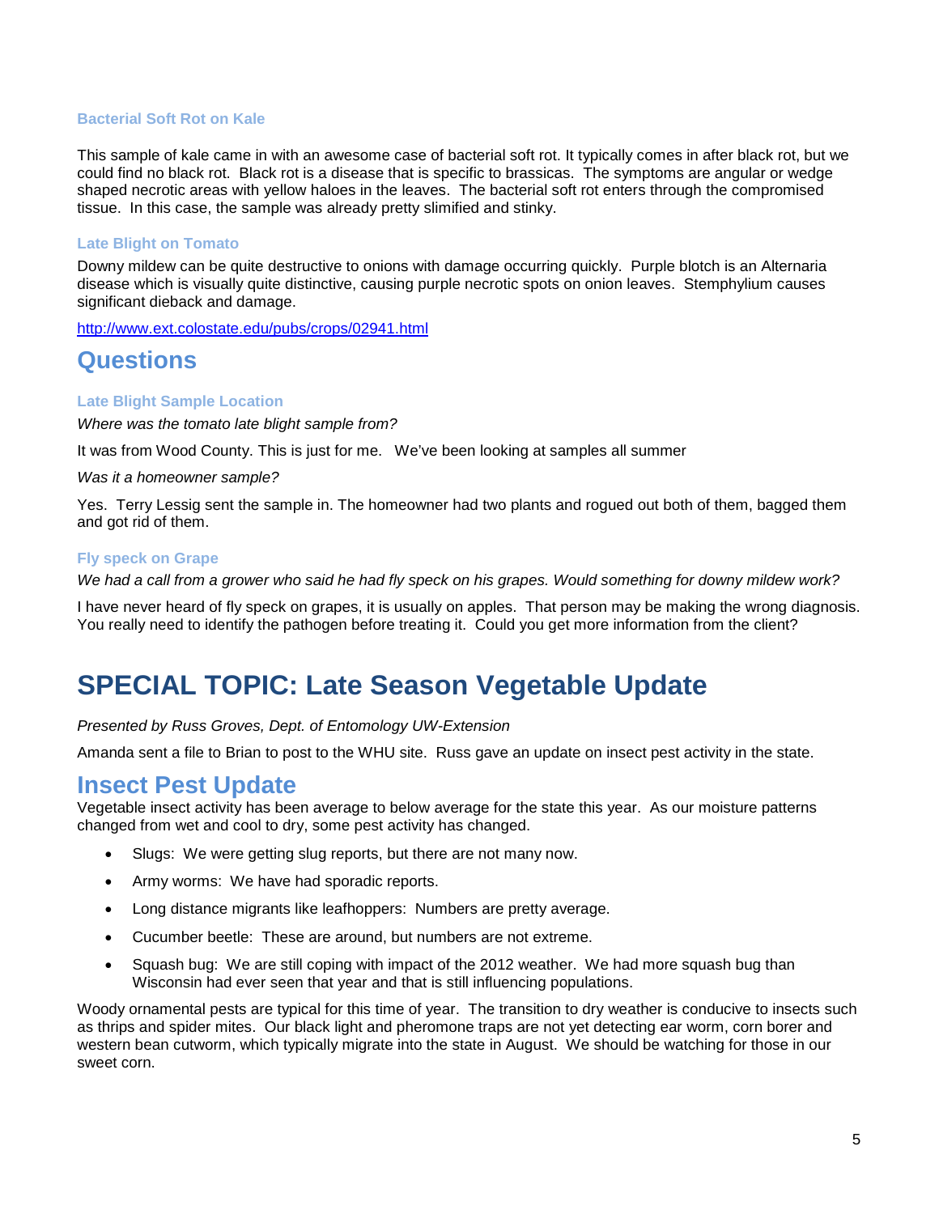### Bacterial Soft Rot on Kale

This sample of kale came in with an awesome case of bacterial soft rot. It typically comes in after black rot, but we could find no black rot. Black rot is a disease that is specific to brassicas. The symptoms are angular or wedge shaped necrotic areas with yellow haloes in the leaves. The bacterial soft rot enters through the compromised tissue. In this case, the sample was already pretty slimified and stinky.

### Late Blight on Tomato

Downy mildew can be quite destructive to onions with damage occurring quickly. Purple blotch is an Alternaria disease which is visually quite distinctive, causing purple necrotic spots on onion leaves. Stemphylium causes significant dieback and damage.

http://www.ext.colostate.edu/pubs/crops/02941.html

## Questions

### Late Blight Sample Location

*Where was the tomato late blight sample from?*

It was from Wood County. This is just for me. We've been looking at samples all summer

*Was it a homeowner sample?*

Yes. Terry Lessig sent the sample in. The homeowner had two plants and rogued out both of them, bagged them and got rid of them.

### Fly speck on Grape

*We had a call from a grower who said he had fly speck on his grapes. Would something for downy mildew work?*

I have never heard of fly speck on grapes, it is usually on apples. That person may be making the wrong diagnosis. You really need to identify the pathogen before treating it. Could you get more information from the client?

# SPECIAL TOPIC: Late Season Vegetable Update

*Presented by Russ Groves, Dept. of Entomology UW-Extension*

Amanda sent a file to Brian to post to the WHU site. Russ gave an update on insect pest activity in the state.

## Insect Pest Update

Vegetable insect activity has been average to below average for the state this year. As our moisture patterns changed from wet and cool to dry, some pest activity has changed.

- Slugs: We were getting slug reports, but there are not many now.
- Army worms: We have had sporadic reports.
- Long distance migrants like leafhoppers: Numbers are pretty average.
- Cucumber beetle: These are around, but numbers are not extreme.
- Squash bug: We are still coping with impact of the 2012 weather. We had more squash bug than Wisconsin had ever seen that year and that is still influencing populations.

Woody ornamental pests are typical for this time of year. The transition to dry weather is conducive to insects such as thrips and spider mites. Our black light and pheromone traps are not yet detecting ear worm, corn borer and western bean cutworm, which typically migrate into the state in August. We should be watching for those in our sweet corn.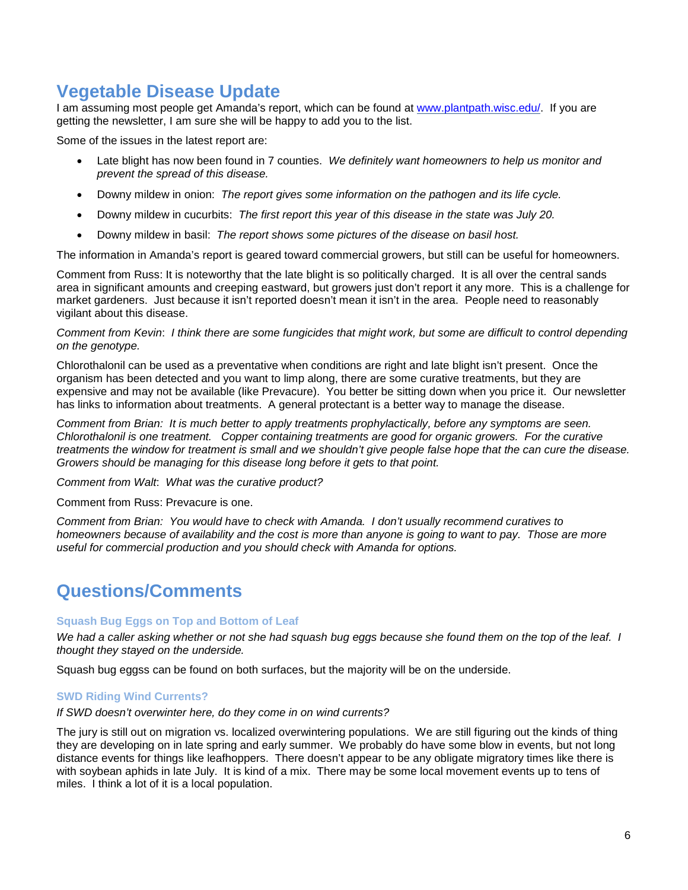## Vegetable Disease Update

I am assuming most people get Amanda's report, which can be found at [www.plantpath.wisc.edu/](http://www.plantpath.wisc.edu/). If you are getting the newsletter, I am sure she will be happy to add you to the list.

Some of the issues in the latest report are:

- Late blight has now been found in 7 counties. *We definitely want homeowners to help us monitor and prevent the spread of this disease.*
- Downy mildew in onion: *The report gives some information on the pathogen and its life cycle.*
- Downy mildew in cucurbits: *The first report this year of this disease in the state was July 20.*
- Downy mildew in basil: *The report shows some pictures of the disease on basil host.*

The information in Amanda's report is geared toward commercial growers, but still can be useful for homeowners.

Comment from Russ: It is noteworthy that the late blight is so politically charged. It is all over the central sands area in significant amounts and creeping eastward, but growers just don't report it any more. This is a challenge for market gardeners. Just because it isn't reported doesn't mean it isn't in the area. People need to reasonably vigilant about this disease.

*Comment from Kevin: I think there are some fungicides that might work, but some are difficult to control depending on the genotype.*

Chlorothalonil can be used as a preventative when conditions are right and late blight isn't present. Once the organism has been detected and you want to limp along, there are some curative treatments, but they are expensive and may not be available (like Prevacure). You better be sitting down when you price it. Our newsletter has links to information about treatments. A general protectant is a better way to manage the disease.

*Comment from Brian: It is much better to apply treatments prophylactically, before any symptoms are seen. Chlorothalonil is one treatment. Copper containing treatments are good for organic growers. For the curative treatments the window for treatment is small and we shouldn't give people false hope that the can cure the disease. Growers should be managing for this disease long before it gets to that point.*

*Comment from Walt: What was the curative product?*

Comment from Russ: Prevacure is one.

*Comment from Brian: You would have to check with Amanda. I don't usually recommend curatives to homeowners because of availability and the cost is more than anyone is going to want to pay. Those are more useful for commercial production and you should check with Amanda for options.*

## Questions/Comments

### Squash Bug Eggs on Top and Bottom of Leaf

*We had a caller asking whether or not she had squash bug eggs because she found them on the top of the leaf. I thought they stayed on the underside.*

Squash bug eggss can be found on both surfaces, but the majority will be on the underside.

### SWD Riding Wind Currents?

*If SWD doesn't overwinter here, do they come in on wind currents?*

The jury is still out on migration vs. localized overwintering populations. We are still figuring out the kinds of thing they are developing on in late spring and early summer. We probably do have some blow in events, but not long distance events for things like leafhoppers. There doesn't appear to be any obligate migratory times like there is with soybean aphids in late July. It is kind of a mix. There may be some local movement events up to tens of miles. I think a lot of it is a local population.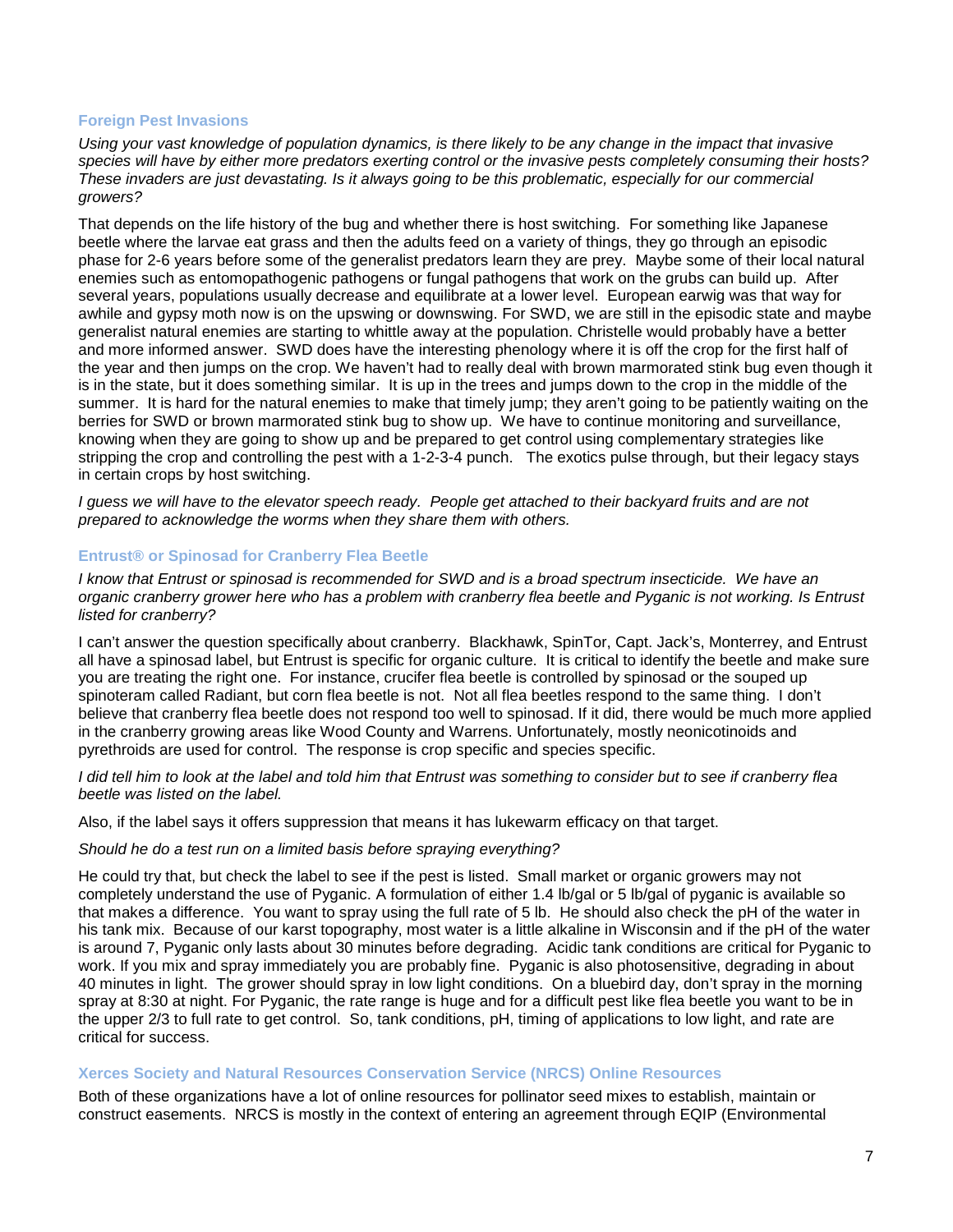### Foreign Pest Invasions

*Using your vast knowledge of population dynamics, is there likely to be any change in the impact that invasive species will have by either more predators exerting control or the invasive pests completely consuming their hosts? These invaders are just devastating. Is it always going to be this problematic, especially for our commercial growers?*

That depends on the life history of the bug and whether there is host switching. For something like Japanese beetle where the larvae eat grass and then the adults feed on a variety of things, they go through an episodic phase for 2-6 years before some of the generalist predators learn they are prey. Maybe some of their local natural enemies such as entomopathogenic pathogens or fungal pathogens that work on the grubs can build up. After several years, populations usually decrease and equilibrate at a lower level. European earwig was that way for awhile and gypsy moth now is on the upswing or downswing. For SWD, we are still in the episodic state and maybe generalist natural enemies are starting to whittle away at the population. Christelle would probably have a better and more informed answer. SWD does have the interesting phenology where it is off the crop for the first half of the year and then jumps on the crop. We haven't had to really deal with brown marmorated stink bug even though it is in the state, but it does something similar. It is up in the trees and jumps down to the crop in the middle of the summer. It is hard for the natural enemies to make that timely jump; they aren't going to be patiently waiting on the berries for SWD or brown marmorated stink bug to show up. We have to continue monitoring and surveillance, knowing when they are going to show up and be prepared to get control using complementary strategies like stripping the crop and controlling the pest with a 1-2-3-4 punch. The exotics pulse through, but their legacy stays in certain crops by host switching.

*I guess we will have to the elevator speech ready. People get attached to their backyard fruits and are not prepared to acknowledge the worms when they share them with others.*

### Entrust® or Spinosad for Cranberry Flea Beetle

*I know that Entrust or spinosad is recommended for SWD and is a broad spectrum insecticide. We have an organic cranberry grower here who has a problem with cranberry flea beetle and Pyganic is not working. Is Entrust listed for cranberry?*

I can't answer the question specifically about cranberry. Blackhawk, SpinTor, Capt. Jack's, Monterrey, and Entrust all have a spinosad label, but Entrust is specific for organic culture. It is critical to identify the beetle and make sure you are treating the right one. For instance, crucifer flea beetle is controlled by spinosad or the souped up spinoteram called Radiant, but corn flea beetle is not. Not all flea beetles respond to the same thing. I don't believe that cranberry flea beetle does not respond too well to spinosad. If it did, there would be much more applied in the cranberry growing areas like Wood County and Warrens. Unfortunately, mostly neonicotinoids and pyrethroids are used for control. The response is crop specific and species specific.

*I did tell him to look at the label and told him that Entrust was something to consider but to see if cranberry flea beetle was listed on the label.*

Also, if the label says it offers suppression that means it has lukewarm efficacy on that target.

*Should he do a test run on a limited basis before spraying everything?*

He could try that, but check the label to see if the pest is listed. Small market or organic growers may not completely understand the use of Pyganic. A formulation of either 1.4 lb/gal or 5 lb/gal of pyganic is available so that makes a difference. You want to spray using the full rate of 5 lb. He should also check the pH of the water in his tank mix. Because of our karst topography, most water is a little alkaline in Wisconsin and if the pH of the water is around 7, Pyganic only lasts about 30 minutes before degrading. Acidic tank conditions are critical for Pyganic to work. If you mix and spray immediately you are probably fine. Pyganic is also photosensitive, degrading in about 40 minutes in light. The grower should spray in low light conditions. On a bluebird day, don't spray in the morning spray at 8:30 at night. For Pyganic, the rate range is huge and for a difficult pest like flea beetle you want to be in the upper 2/3 to full rate to get control. So, tank conditions, pH, timing of applications to low light, and rate are critical for success.

### Xerces Society and Natural Resources Conservation Service (NRCS) Online Resources

Both of these organizations have a lot of online resources for pollinator seed mixes to establish, maintain or construct easements. NRCS is mostly in the context of entering an agreement through EQIP (Environmental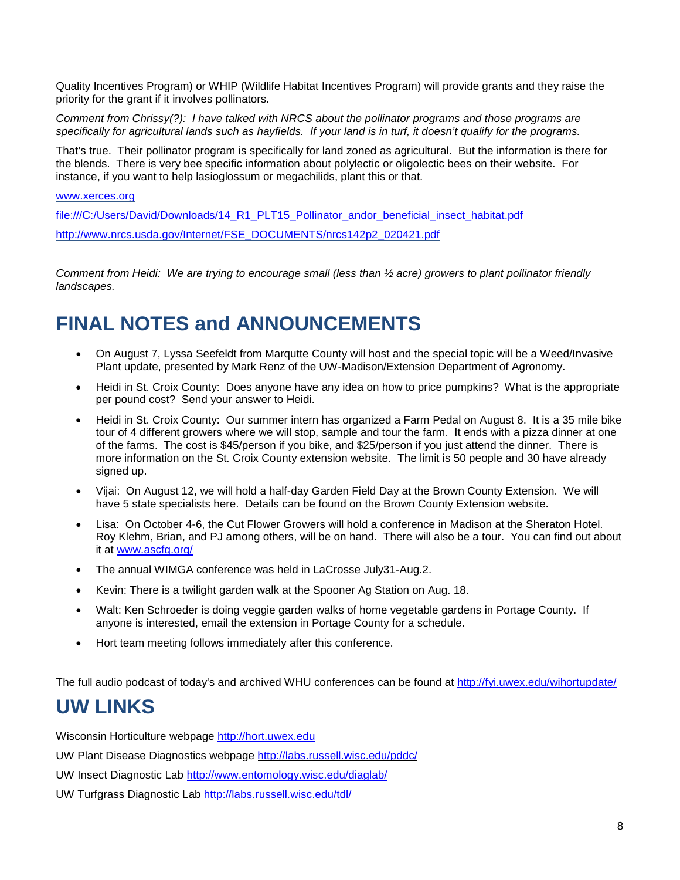Quality Incentives Program) or WHIP (Wildlife Habitat Incentives Program) will provide grants and they raise the priority for the grant if it involves pollinators.

*Comment from Chrissy(?): I have talked with NRCS about the pollinator programs and those programs are specifically for agricultural lands such as hayfields. If your land is in turf, it doesn't qualify for the programs.*

That's true. Their pollinator program is specifically for land zoned as agricultural. But the information is there for the blends. There is very bee specific information about polylectic or oligolectic bees on their website. For instance, if you want to help lasioglossum or megachilids, plant this or that.

[www.xerces.org](www.xerces.org)

[file:///C:/Users/David/Downloads/14_R1_PLT15_Pollinator_andor_beneficial_insect_habitat.pdf](file:///C:/Users/David/Downloads/14_R1_PLT15_Pollinator_andor_beneficial_insect_habitat.pdf)

[http://www.nrcs.usda.gov/Internet/FSE_DOCUMENTS/nrcs142p2_020421.pdf](http://www.nrcs.usda.gov/Internet/FSE_DOCUMENTS/nrcs142p2_020421.pdf)

*Comment from Heidi: We are trying to encourage small (less than ½ acre) growers to plant pollinator friendly landscapes.*

# FINAL NOTES and ANNOUNCEMENTS

- On August 7, Lyssa Seefeldt from Marqutte County will host and the special topic will be a Weed/Invasive Plant update, presented by Mark Renz of the UW-Madison/Extension Department of Agronomy.
- Heidi in St. Croix County: Does anyone have any idea on how to price pumpkins? What is the appropriate per pound cost? Send your answer to Heidi.
- Heidi in St. Croix County: Our summer intern has organized a Farm Pedal on August 8. It is a 35 mile bike tour of 4 different growers where we will stop, sample and tour the farm. It ends with a pizza dinner at one of the farms. The cost is $45/person if you bike, and $25/person if you just attend the dinner. There is more information on the St. Croix County extension website. The limit is 50 people and 30 have already signed up.
- Vijai: On August 12, we will hold a half-day Garden Field Day at the Brown County Extension. We will have 5 state specialists here. Details can be found on the Brown County Extension website.
- Lisa: On October 4-6, the Cut Flower Growers will hold a conference in Madison at the Sheraton Hotel. Roy Klehm, Brian, and PJ among others, will be on hand. There will also be a tour. You can find out about it at [www.ascfg.org/](www.ascfg.org/)
- The annual WIMGA conference was held in LaCrosse July31-Aug.2.
- Kevin: There is a twilight garden walk at the Spooner Ag Station on Aug. 18.
- Walt: Ken Schroeder is doing veggie garden walks of home vegetable gardens in Portage County. If anyone is interested, email the extension in Portage County for a schedule.
- Hort team meeting follows immediately after this conference.

The full audio podcast of today's and archived WHU conferences can be found at [http://fyi.uwex.edu/wihortupdate/](http://fyi.uwex.edu/wihortupdate/)

# UW LINKS

Wisconsin Horticulture webpage [http://hort.uwex.edu](http://hort.uwex.edu)

UW Plant Disease Diagnostics webpage [http://labs.russell.wisc.edu/pddc/](http://labs.russell.wisc.edu/pddc/)

UW Insect Diagnostic Lab [http://www.entomology.wisc.edu/diaglab/](http://www.entomology.wisc.edu/diaglab/)

UW Turfgrass Diagnostic Lab [http://labs.russell.wisc.edu/tdl/](http://labs.russell.wisc.edu/tdl/)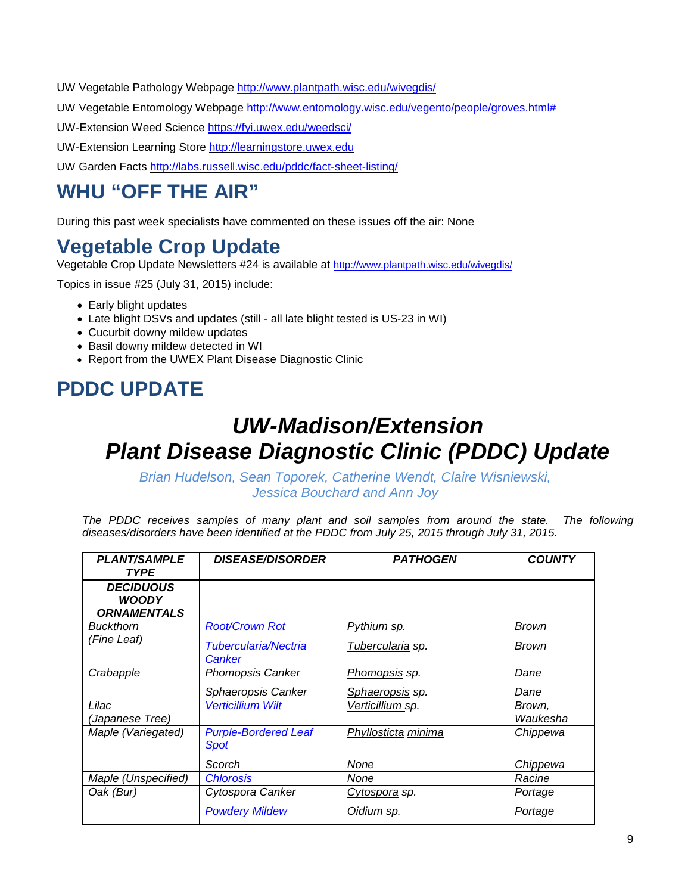UW Vegetable Pathology Webpage http://www.plantpath.wisc.edu/wivegdis/

UW Vegetable Entomology Webpage http://www.entomology.wisc.edu/vegento/people/groves.html#

UW-Extension Weed Science https://fyi.uwex.edu/weedsci/

UW-Extension Learning Store http://learningstore.uwex.edu

UW Garden Facts http://labs.russell.wisc.edu/pddc/fact-sheet-listing/

# WHU "OFF THE AIR"

During this past week specialists have commented on these issues off the air: None

# Vegetable Crop Update

Vegetable Crop Update Newsletters #24 is available at http://www.plantpath.wisc.edu/wivegdis/

Topics in issue #25 (July 31, 2015) include:

- Early blight updates
- Late blight DSVs and updates (still - all late blight tested is US-23 in WI)
- Cucurbit downy mildew updates
- Basil downy mildew detected in WI
- Report from the UWEX Plant Disease Diagnostic Clinic

# PDDC UPDATE

## *UW-Madison/Extension Plant Disease Diagnostic Clinic (PDDC) Update*

*Brian Hudelson, Sean Toporek, Catherine Wendt, Claire Wisniewski, Jessica Bouchard and Ann Joy*

*The PDDC receives samples of many plant and soil samples from around the state. The following diseases/disorders have been identified at the PDDC from July 25, 2015 through July 31, 2015.*

| PLANT/SAMPLE TYPE | DISEASE/DISORDER | PATHOGEN | COUNTY |
|---|---|---|---|
| **DECIDUOUS WOODY ORNAMENTALS** | | | |
| *Buckthorn (Fine Leaf)* | *Root/Crown Rot* | *Pythium sp.* | *Brown* |
| | *Tubercularia/Nectria Canker* | *Tubercularia sp.* | *Brown* |
| *Crabapple* | *Phomopsis Canker* | *Phomopsis sp.* | *Dane* |
| | *Sphaeropsis Canker* | *Sphaeropsis sp.* | *Dane* |
| *Lilac (Japanese Tree)* | *Verticillium Wilt* | *Verticillium sp.* | *Brown, Waukesha* |
| *Maple (Variegated)* | *Purple-Bordered Leaf Spot* | *Phyllosticta minima* | *Chippewa* |
| | *Scorch* | *None* | *Chippewa* |
| *Maple (Unspecified)* | *Chlorosis* | *None* | *Racine* |
| *Oak (Bur)* | *Cytospora Canker* | *Cytospora sp.* | *Portage* |
| | *Powdery Mildew* | *Oidium sp.* | *Portage* |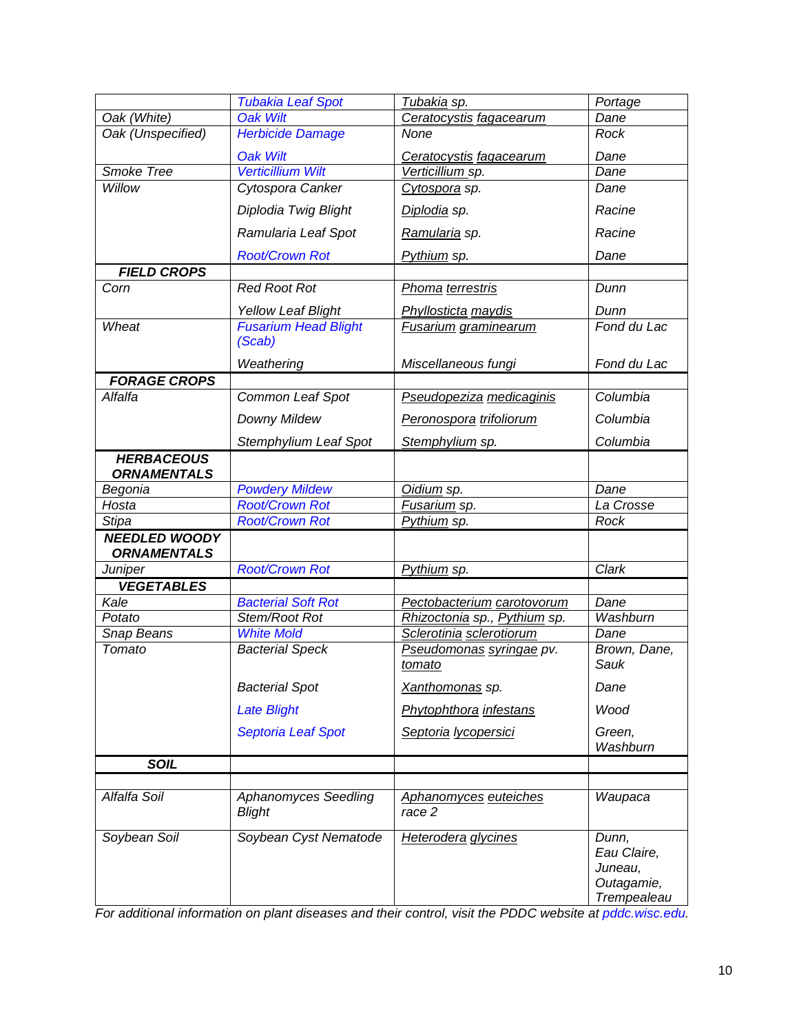| | | | |
|---|---|---|---|
| | Tubakia Leaf Spot | Tubakia sp. | Portage |
| Oak (White) | Oak Wilt | Ceratocystis fagacearum | Dane |
| Oak (Unspecified) | Herbicide Damage | None | Rock |
| | Oak Wilt | Ceratocystis fagacearum | Dane |
| Smoke Tree | Verticillium Wilt | Verticillium sp. | Dane |
| Willow | Cytospora Canker | Cytospora sp. | Dane |
| | Diplodia Twig Blight | Diplodia sp. | Racine |
| | Ramularia Leaf Spot | Ramularia sp. | Racine |
| | Root/Crown Rot | Pythium sp. | Dane |
| **FIELD CROPS** | | | |
| Corn | Red Root Rot | Phoma terrestris | Dunn |
| | Yellow Leaf Blight | Phyllosticta maydis | Dunn |
| Wheat | Fusarium Head Blight (Scab) | Fusarium graminearum | Fond du Lac |
| | Weathering | Miscellaneous fungi | Fond du Lac |
| **FORAGE CROPS** | | | |
| Alfalfa | Common Leaf Spot | Pseudopeziza medicaginis | Columbia |
| | Downy Mildew | Peronospora trifoliorum | Columbia |
| | Stemphylium Leaf Spot | Stemphylium sp. | Columbia |
| **HERBACEOUS ORNAMENTALS** | | | |
| Begonia | Powdery Mildew | Oidium sp. | Dane |
| Hosta | Root/Crown Rot | Fusarium sp. | La Crosse |
| Stipa | Root/Crown Rot | Pythium sp. | Rock |
| **NEEDLED WOODY ORNAMENTALS** | | | |
| Juniper | Root/Crown Rot | Pythium sp. | Clark |
| **VEGETABLES** | | | |
| Kale | Bacterial Soft Rot | Pectobacterium carotovorum | Dane |
| Potato | Stem/Root Rot | Rhizoctonia sp., Pythium sp. | Washburn |
| Snap Beans | White Mold | Sclerotinia sclerotiorum | Dane |
| Tomato | Bacterial Speck | Pseudomonas syringae pv. tomato | Brown, Dane, Sauk |
| | Bacterial Spot | Xanthomonas sp. | Dane |
| | Late Blight | Phytophthora infestans | Wood |
| | Septoria Leaf Spot | Septoria lycopersici | Green, Washburn |
| **SOIL** | | | |
| | | | |
| Alfalfa Soil | Aphanomyces Seedling Blight | Aphanomyces euteiches race 2 | Waupaca |
| Soybean Soil | Soybean Cyst Nematode | Heterodera glycines | Dunn, Eau Claire, Juneau, Outagamie, Trempealeau |

*For additional information on plant diseases and their control, visit the PDDC website at pddc.wisc.edu.*